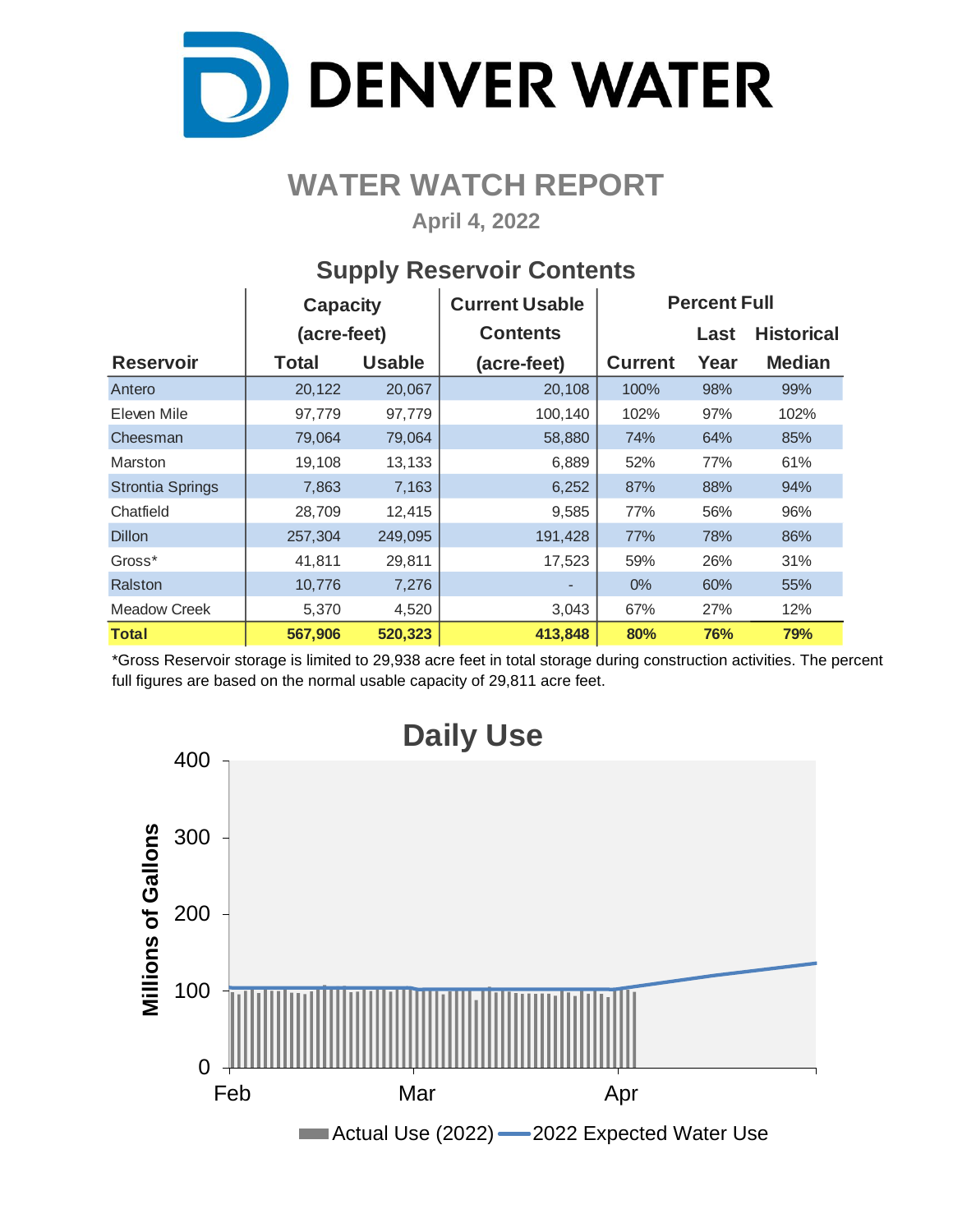# DENVER WATER

## WATER WATCH REPORT

**April 4, 2022**

### Supply Reservoir Contents

| Reservoir | Capacity (acre-feet) Total | Capacity (acre-feet) Usable | Current Usable Contents (acre-feet) | Percent Full Current | Percent Full Last Year | Percent Full Historical Median |
|---|---|---|---|---|---|---|
| Antero | 20,122 | 20,067 | 20,108 | 100% | 98% | 99% |
| Eleven Mile | 97,779 | 97,779 | 100,140 | 102% | 97% | 102% |
| Cheesman | 79,064 | 79,064 | 58,880 | 74% | 64% | 85% |
| Marston | 19,108 | 13,133 | 6,889 | 52% | 77% | 61% |
| Strontia Springs | 7,863 | 7,163 | 6,252 | 87% | 88% | 94% |
| Chatfield | 28,709 | 12,415 | 9,585 | 77% | 56% | 96% |
| Dillon | 257,304 | 249,095 | 191,428 | 77% | 78% | 86% |
| Gross* | 41,811 | 29,811 | 17,523 | 59% | 26% | 31% |
| Ralston | 10,776 | 7,276 | - | 0% | 60% | 55% |
| Meadow Creek | 5,370 | 4,520 | 3,043 | 67% | 27% | 12% |
| **Total** | **567,906** | **520,323** | **413,848** | **80%** | **76%** | **79%** |

*Gross Reservoir storage is limited to 29,938 acre feet in total storage during construction activities. The percent full figures are based on the normal usable capacity of 29,811 acre feet.

### Daily Use

Millions of Gallons (0–400); Feb, Mar, Apr

Actual Use (2022) — 2022 Expected Water Use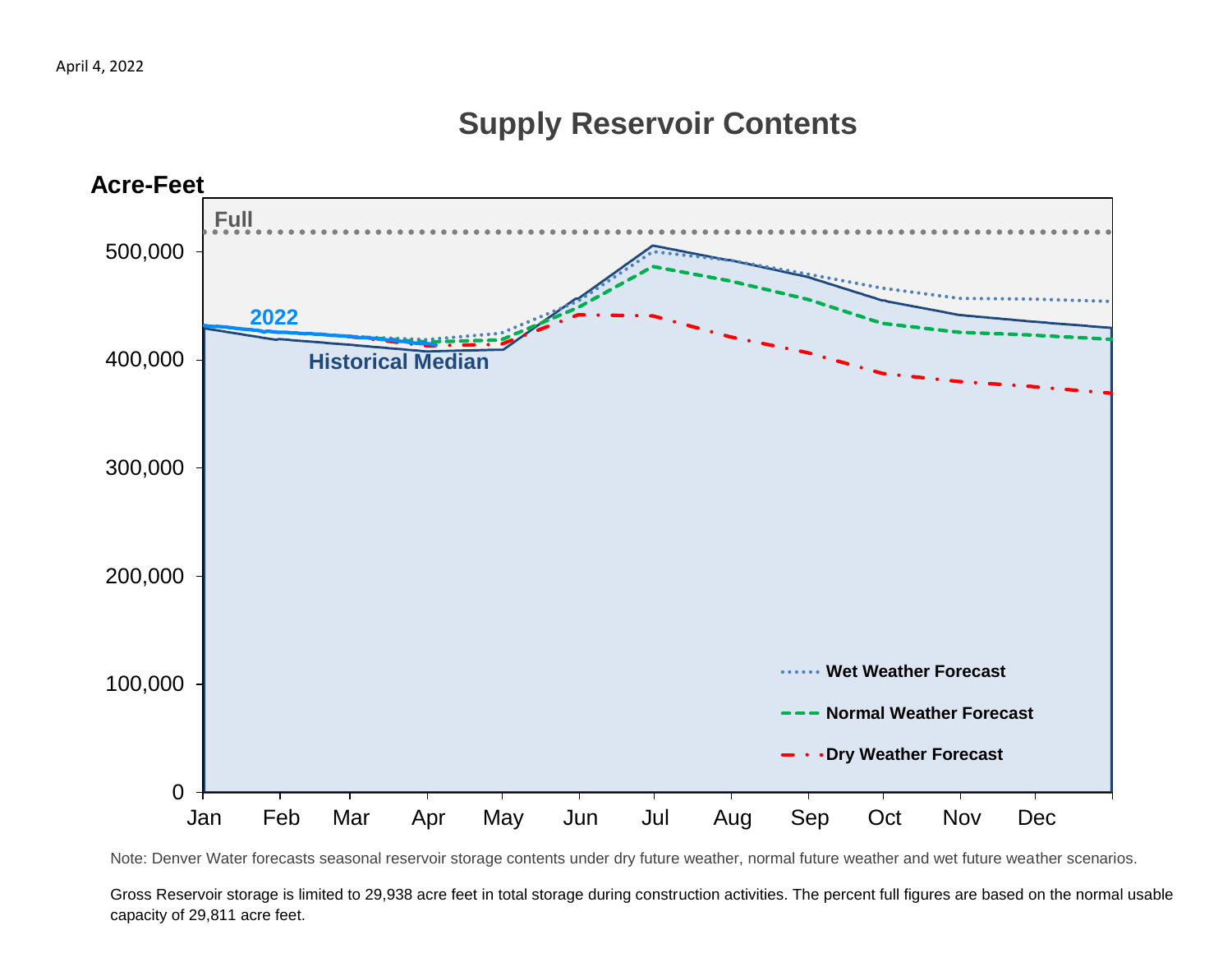April 4, 2022

# Supply Reservoir Contents

Acre-Feet

Full

2022

Historical Median

500,000
400,000
300,000
200,000
100,000
0

Jan Feb Mar Apr May Jun Jul Aug Sep Oct Nov Dec

Wet Weather Forecast
Normal Weather Forecast
Dry Weather Forecast

Note: Denver Water forecasts seasonal reservoir storage contents under dry future weather, normal future weather and wet future weather scenarios.

Gross Reservoir storage is limited to 29,938 acre feet in total storage during construction activities. The percent full figures are based on the normal usable capacity of 29,811 acre feet.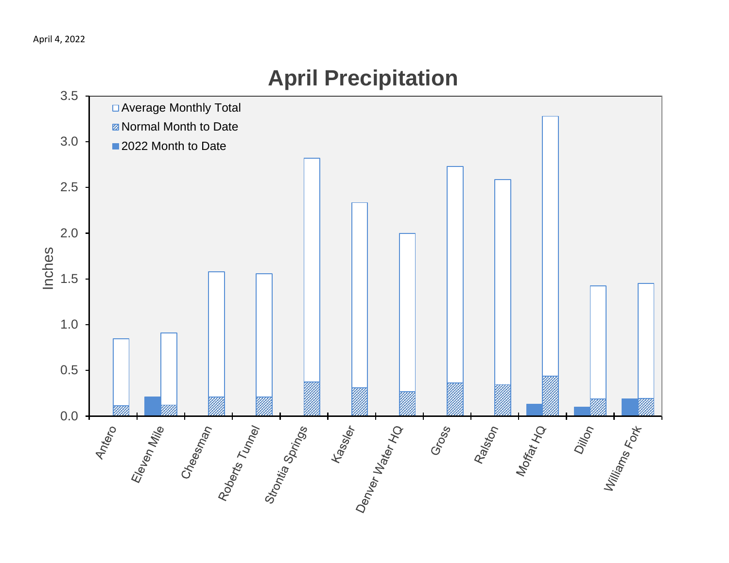April 4, 2022

## April Precipitation

Chart legend: Average Monthly Total; Normal Month to Date; 2022 Month to Date

Y-axis: Inches (0.0 – 3.5)

Stations: Antero, Eleven Mile, Cheesman, Roberts Tunnel, Strontia Springs, Kassler, Denver Water HQ, Gross, Ralston, Moffat HQ, Dillon, Williams Fork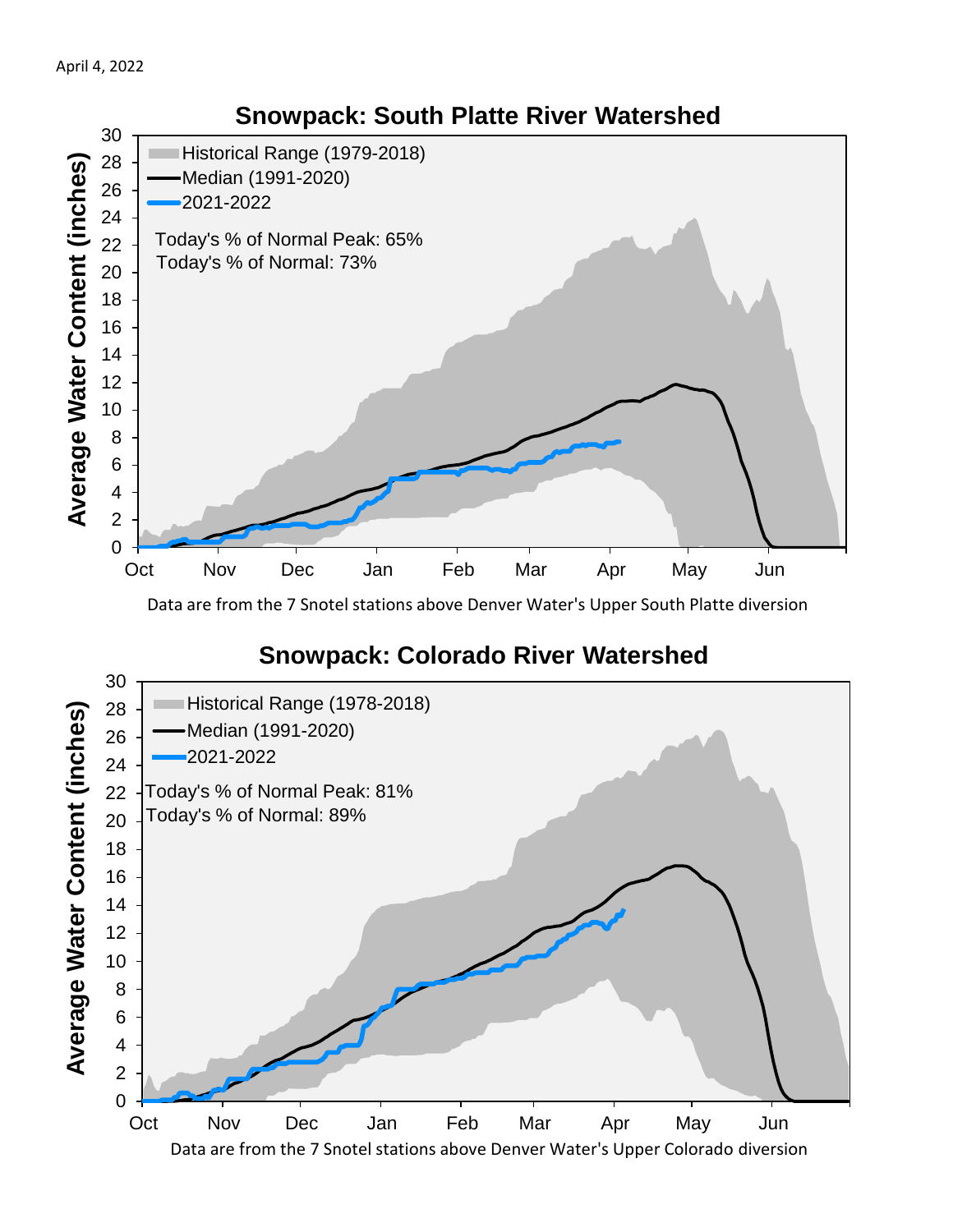April 4, 2022

## Snowpack: South Platte River Watershed

Average Water Content (inches)

- Historical Range (1979-2018)
- Median (1991-2020)
- 2021-2022

Today's % of Normal Peak: 65%
Today's % of Normal: 73%

Data are from the 7 Snotel stations above Denver Water's Upper South Platte diversion

## Snowpack: Colorado River Watershed

Average Water Content (inches)

- Historical Range (1978-2018)
- Median (1991-2020)
- 2021-2022

Today's % of Normal Peak: 81%
Today's % of Normal: 89%

Data are from the 7 Snotel stations above Denver Water's Upper Colorado diversion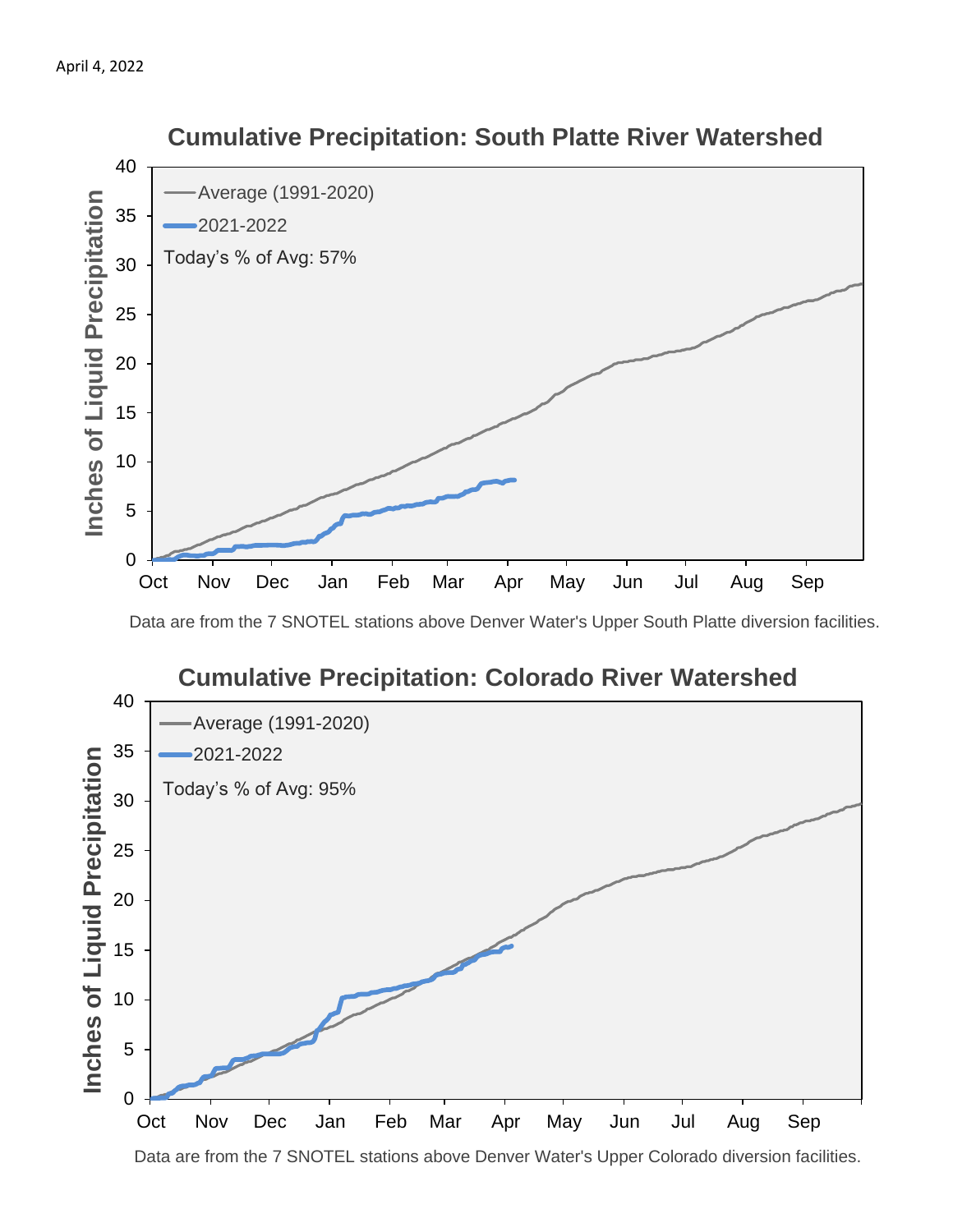April 4, 2022

## Cumulative Precipitation: South Platte River Watershed

Inches of Liquid Precipitation (0–40), Oct–Sep

- Average (1991-2020)
- 2021-2022

Today's % of Avg: 57%

Data are from the 7 SNOTEL stations above Denver Water's Upper South Platte diversion facilities.

## Cumulative Precipitation: Colorado River Watershed

Inches of Liquid Precipitation (0–40), Oct–Sep

- Average (1991-2020)
- 2021-2022

Today's % of Avg: 95%

Data are from the 7 SNOTEL stations above Denver Water's Upper Colorado diversion facilities.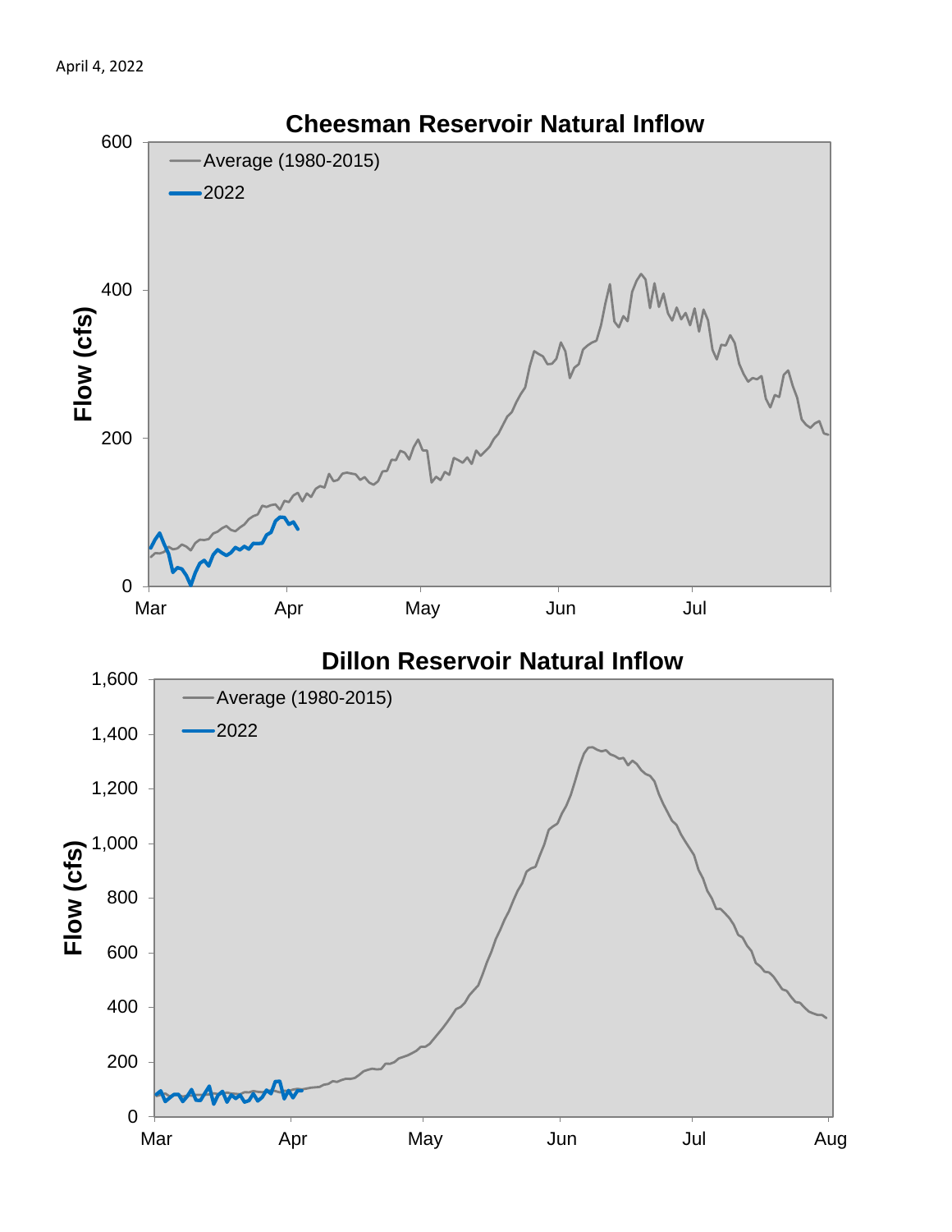April 4, 2022

## Cheesman Reservoir Natural Inflow

Flow (cfs)

Average (1980-2015)

2022

0, 200, 400, 600

Mar, Apr, May, Jun, Jul

## Dillon Reservoir Natural Inflow

Flow (cfs)

Average (1980-2015)

2022

0, 200, 400, 600, 800, 1,000, 1,200, 1,400, 1,600

Mar, Apr, May, Jun, Jul, Aug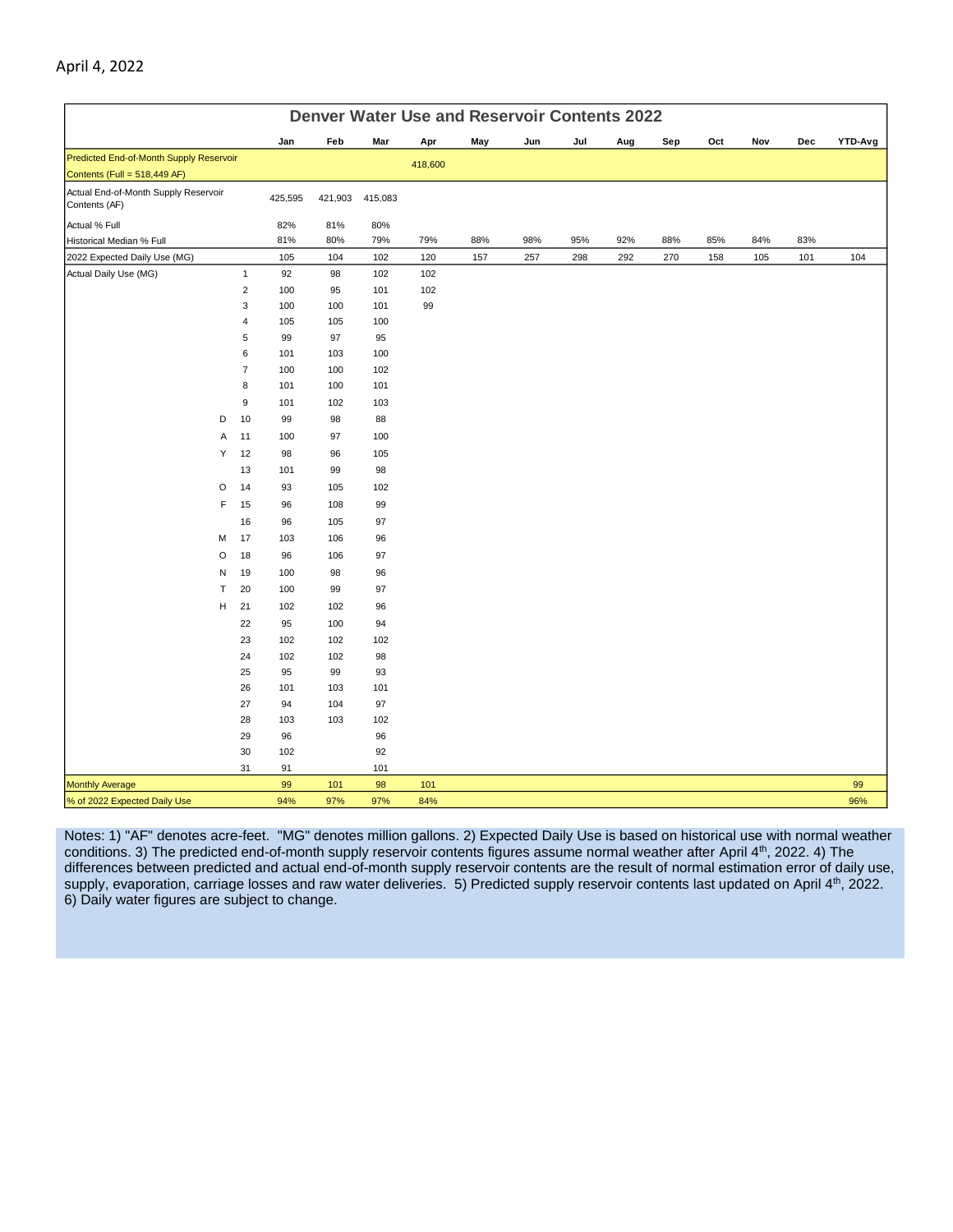April 4, 2022

| Denver Water Use and Reservoir Contents 2022 | | Jan | Feb | Mar | Apr | May | Jun | Jul | Aug | Sep | Oct | Nov | Dec | YTD-Avg |
|---|---|---|---|---|---|---|---|---|---|---|---|---|---|---|
| Predicted End-of-Month Supply Reservoir Contents (Full = 518,449 AF) | | | | | 418,600 | | | | | | | | | |
| Actual End-of-Month Supply Reservoir Contents (AF) | | 425,595 | 421,903 | 415,083 | | | | | | | | | | |
| Actual % Full | | 82% | 81% | 80% | | | | | | | | | | |
| Historical Median % Full | | 81% | 80% | 79% | 79% | 88% | 98% | 95% | 92% | 88% | 85% | 84% | 83% | |
| 2022 Expected Daily Use (MG) | | 105 | 104 | 102 | 120 | 157 | 257 | 298 | 292 | 270 | 158 | 105 | 101 | 104 |
| Actual Daily Use (MG) | 1 | 92 | 98 | 102 | 102 | | | | | | | | | |
| | 2 | 100 | 95 | 101 | 102 | | | | | | | | | |
| | 3 | 100 | 100 | 101 | 99 | | | | | | | | | |
| | 4 | 105 | 105 | 100 | | | | | | | | | | |
| | 5 | 99 | 97 | 95 | | | | | | | | | | |
| | 6 | 101 | 103 | 100 | | | | | | | | | | |
| | 7 | 100 | 100 | 102 | | | | | | | | | | |
| | 8 | 101 | 100 | 101 | | | | | | | | | | |
| | 9 | 101 | 102 | 103 | | | | | | | | | | |
| D | 10 | 99 | 98 | 88 | | | | | | | | | | |
| A | 11 | 100 | 97 | 100 | | | | | | | | | | |
| Y | 12 | 98 | 96 | 105 | | | | | | | | | | |
| | 13 | 101 | 99 | 98 | | | | | | | | | | |
| O | 14 | 93 | 105 | 102 | | | | | | | | | | |
| F | 15 | 96 | 108 | 99 | | | | | | | | | | |
| | 16 | 96 | 105 | 97 | | | | | | | | | | |
| M | 17 | 103 | 106 | 96 | | | | | | | | | | |
| O | 18 | 96 | 106 | 97 | | | | | | | | | | |
| N | 19 | 100 | 98 | 96 | | | | | | | | | | |
| T | 20 | 100 | 99 | 97 | | | | | | | | | | |
| H | 21 | 102 | 102 | 96 | | | | | | | | | | |
| | 22 | 95 | 100 | 94 | | | | | | | | | | |
| | 23 | 102 | 102 | 102 | | | | | | | | | | |
| | 24 | 102 | 102 | 98 | | | | | | | | | | |
| | 25 | 95 | 99 | 93 | | | | | | | | | | |
| | 26 | 101 | 103 | 101 | | | | | | | | | | |
| | 27 | 94 | 104 | 97 | | | | | | | | | | |
| | 28 | 103 | 103 | 102 | | | | | | | | | | |
| | 29 | 96 | | 96 | | | | | | | | | | |
| | 30 | 102 | | 92 | | | | | | | | | | |
| | 31 | 91 | | 101 | | | | | | | | | | |
| Monthly Average | | 99 | 101 | 98 | 101 | | | | | | | | | 99 |
| % of 2022 Expected Daily Use | | 94% | 97% | 97% | 84% | | | | | | | | | 96% |

Notes: 1) "AF" denotes acre-feet. "MG" denotes million gallons. 2) Expected Daily Use is based on historical use with normal weather conditions. 3) The predicted end-of-month supply reservoir contents figures assume normal weather after April 4th, 2022. 4) The differences between predicted and actual end-of-month supply reservoir contents are the result of normal estimation error of daily use, supply, evaporation, carriage losses and raw water deliveries. 5) Predicted supply reservoir contents last updated on April 4th, 2022. 6) Daily water figures are subject to change.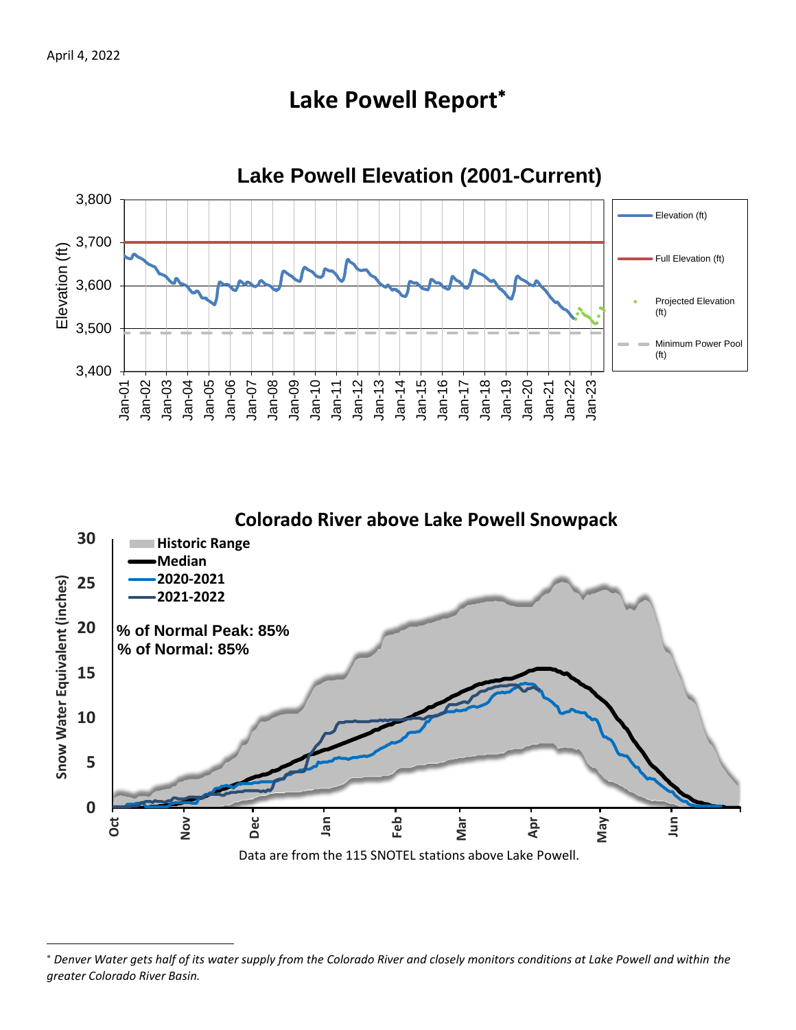April 4, 2022

# Lake Powell Report*

**Lake Powell Elevation (2001-Current)**

Elevation (ft)

3,800
3,700
3,600
3,500
3,400

Jan-01 Jan-02 Jan-03 Jan-04 Jan-05 Jan-06 Jan-07 Jan-08 Jan-09 Jan-10 Jan-11 Jan-12 Jan-13 Jan-14 Jan-15 Jan-16 Jan-17 Jan-18 Jan-19 Jan-20 Jan-21 Jan-22 Jan-23

Elevation (ft)
Full Elevation (ft)
Projected Elevation (ft)
Minimum Power Pool (ft)

**Colorado River above Lake Powell Snowpack**

Snow Water Equivalent (inches)

30
25
20
15
10
5
0

Oct Nov Dec Jan Feb Mar Apr May Jun

**Historic Range**
**Median**
**2020-2021**
**2021-2022**

**% of Normal Peak: 85%**
**% of Normal: 85%**

Data are from the 115 SNOTEL stations above Lake Powell.

---

* *Denver Water gets half of its water supply from the Colorado River and closely monitors conditions at Lake Powell and within the greater Colorado River Basin.*